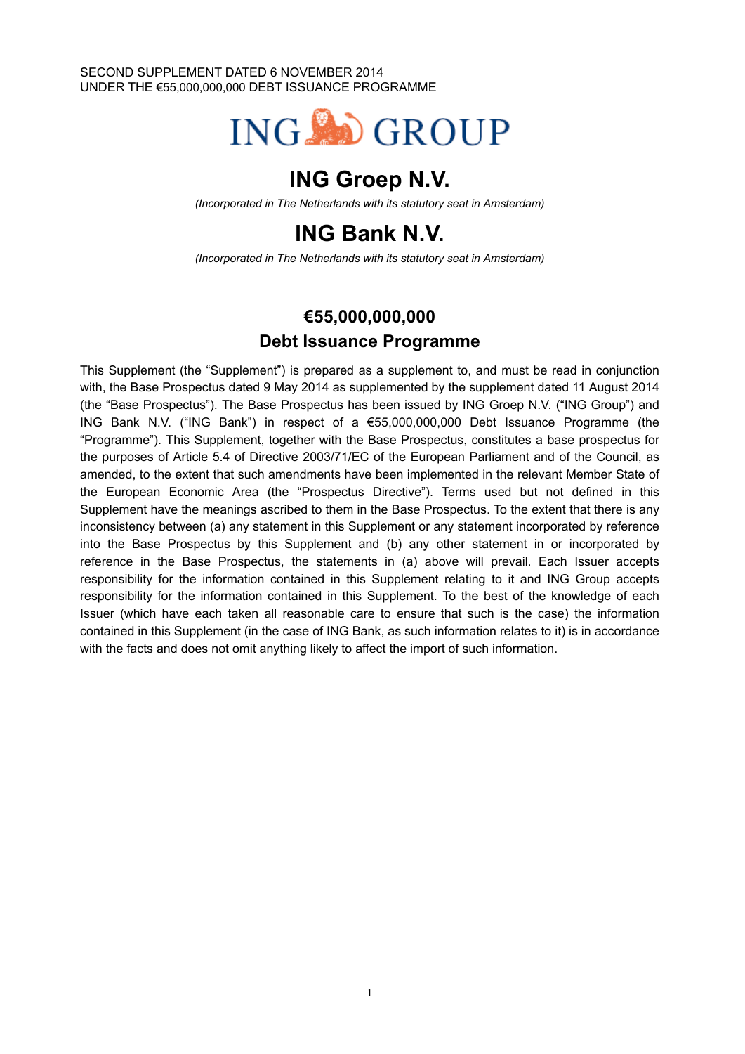SECOND SUPPLEMENT DATED 6 NOVEMBER 2014
UNDER THE €55,000,000,000 DEBT ISSUANCE PROGRAMME

ING GROUP

# ING Groep N.V.

*(Incorporated in The Netherlands with its statutory seat in Amsterdam)*

# ING Bank N.V.

*(Incorporated in The Netherlands with its statutory seat in Amsterdam)*

## €55,000,000,000
## Debt Issuance Programme

This Supplement (the "Supplement") is prepared as a supplement to, and must be read in conjunction with, the Base Prospectus dated 9 May 2014 as supplemented by the supplement dated 11 August 2014 (the "Base Prospectus"). The Base Prospectus has been issued by ING Groep N.V. ("ING Group") and ING Bank N.V. ("ING Bank") in respect of a €55,000,000,000 Debt Issuance Programme (the "Programme"). This Supplement, together with the Base Prospectus, constitutes a base prospectus for the purposes of Article 5.4 of Directive 2003/71/EC of the European Parliament and of the Council, as amended, to the extent that such amendments have been implemented in the relevant Member State of the European Economic Area (the "Prospectus Directive"). Terms used but not defined in this Supplement have the meanings ascribed to them in the Base Prospectus. To the extent that there is any inconsistency between (a) any statement in this Supplement or any statement incorporated by reference into the Base Prospectus by this Supplement and (b) any other statement in or incorporated by reference in the Base Prospectus, the statements in (a) above will prevail. Each Issuer accepts responsibility for the information contained in this Supplement relating to it and ING Group accepts responsibility for the information contained in this Supplement. To the best of the knowledge of each Issuer (which have each taken all reasonable care to ensure that such is the case) the information contained in this Supplement (in the case of ING Bank, as such information relates to it) is in accordance with the facts and does not omit anything likely to affect the import of such information.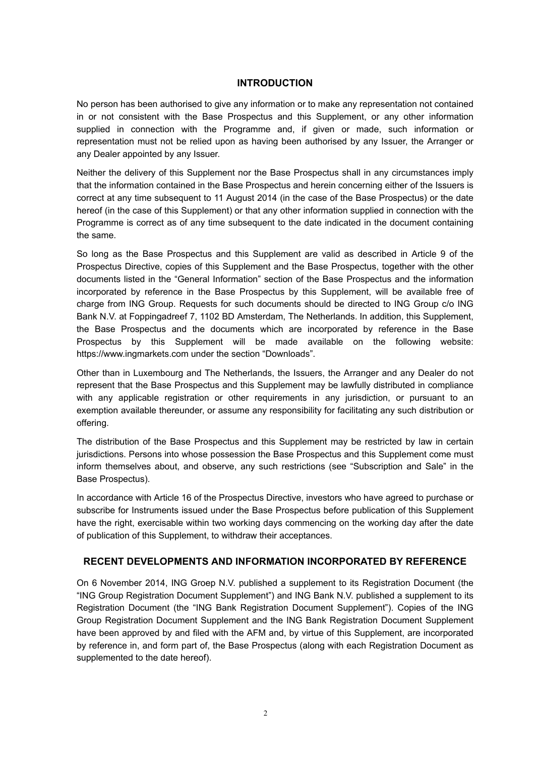## INTRODUCTION

No person has been authorised to give any information or to make any representation not contained in or not consistent with the Base Prospectus and this Supplement, or any other information supplied in connection with the Programme and, if given or made, such information or representation must not be relied upon as having been authorised by any Issuer, the Arranger or any Dealer appointed by any Issuer.

Neither the delivery of this Supplement nor the Base Prospectus shall in any circumstances imply that the information contained in the Base Prospectus and herein concerning either of the Issuers is correct at any time subsequent to 11 August 2014 (in the case of the Base Prospectus) or the date hereof (in the case of this Supplement) or that any other information supplied in connection with the Programme is correct as of any time subsequent to the date indicated in the document containing the same.

So long as the Base Prospectus and this Supplement are valid as described in Article 9 of the Prospectus Directive, copies of this Supplement and the Base Prospectus, together with the other documents listed in the "General Information" section of the Base Prospectus and the information incorporated by reference in the Base Prospectus by this Supplement, will be available free of charge from ING Group. Requests for such documents should be directed to ING Group c/o ING Bank N.V. at Foppingadreef 7, 1102 BD Amsterdam, The Netherlands. In addition, this Supplement, the Base Prospectus and the documents which are incorporated by reference in the Base Prospectus by this Supplement will be made available on the following website: https://www.ingmarkets.com under the section "Downloads".

Other than in Luxembourg and The Netherlands, the Issuers, the Arranger and any Dealer do not represent that the Base Prospectus and this Supplement may be lawfully distributed in compliance with any applicable registration or other requirements in any jurisdiction, or pursuant to an exemption available thereunder, or assume any responsibility for facilitating any such distribution or offering.

The distribution of the Base Prospectus and this Supplement may be restricted by law in certain jurisdictions. Persons into whose possession the Base Prospectus and this Supplement come must inform themselves about, and observe, any such restrictions (see "Subscription and Sale" in the Base Prospectus).

In accordance with Article 16 of the Prospectus Directive, investors who have agreed to purchase or subscribe for Instruments issued under the Base Prospectus before publication of this Supplement have the right, exercisable within two working days commencing on the working day after the date of publication of this Supplement, to withdraw their acceptances.

## RECENT DEVELOPMENTS AND INFORMATION INCORPORATED BY REFERENCE

On 6 November 2014, ING Groep N.V. published a supplement to its Registration Document (the "ING Group Registration Document Supplement") and ING Bank N.V. published a supplement to its Registration Document (the "ING Bank Registration Document Supplement"). Copies of the ING Group Registration Document Supplement and the ING Bank Registration Document Supplement have been approved by and filed with the AFM and, by virtue of this Supplement, are incorporated by reference in, and form part of, the Base Prospectus (along with each Registration Document as supplemented to the date hereof).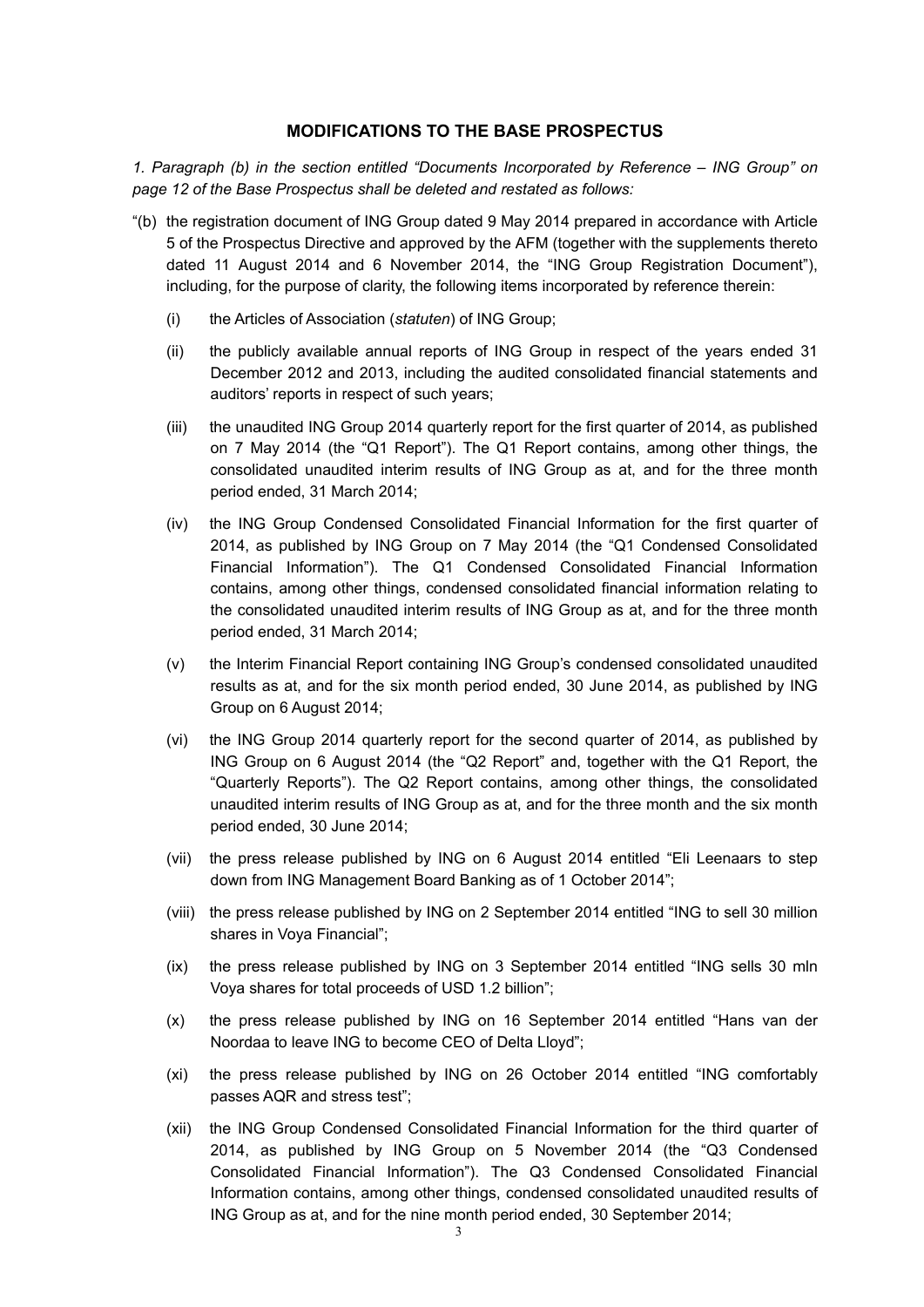## MODIFICATIONS TO THE BASE PROSPECTUS

*1. Paragraph (b) in the section entitled "Documents Incorporated by Reference – ING Group" on page 12 of the Base Prospectus shall be deleted and restated as follows:*

"(b) the registration document of ING Group dated 9 May 2014 prepared in accordance with Article 5 of the Prospectus Directive and approved by the AFM (together with the supplements thereto dated 11 August 2014 and 6 November 2014, the "ING Group Registration Document"), including, for the purpose of clarity, the following items incorporated by reference therein:

(i) the Articles of Association (*statuten*) of ING Group;

(ii) the publicly available annual reports of ING Group in respect of the years ended 31 December 2012 and 2013, including the audited consolidated financial statements and auditors' reports in respect of such years;

(iii) the unaudited ING Group 2014 quarterly report for the first quarter of 2014, as published on 7 May 2014 (the "Q1 Report"). The Q1 Report contains, among other things, the consolidated unaudited interim results of ING Group as at, and for the three month period ended, 31 March 2014;

(iv) the ING Group Condensed Consolidated Financial Information for the first quarter of 2014, as published by ING Group on 7 May 2014 (the "Q1 Condensed Consolidated Financial Information"). The Q1 Condensed Consolidated Financial Information contains, among other things, condensed consolidated financial information relating to the consolidated unaudited interim results of ING Group as at, and for the three month period ended, 31 March 2014;

(v) the Interim Financial Report containing ING Group's condensed consolidated unaudited results as at, and for the six month period ended, 30 June 2014, as published by ING Group on 6 August 2014;

(vi) the ING Group 2014 quarterly report for the second quarter of 2014, as published by ING Group on 6 August 2014 (the "Q2 Report" and, together with the Q1 Report, the "Quarterly Reports"). The Q2 Report contains, among other things, the consolidated unaudited interim results of ING Group as at, and for the three month and the six month period ended, 30 June 2014;

(vii) the press release published by ING on 6 August 2014 entitled "Eli Leenaars to step down from ING Management Board Banking as of 1 October 2014";

(viii) the press release published by ING on 2 September 2014 entitled "ING to sell 30 million shares in Voya Financial";

(ix) the press release published by ING on 3 September 2014 entitled "ING sells 30 mln Voya shares for total proceeds of USD 1.2 billion";

(x) the press release published by ING on 16 September 2014 entitled "Hans van der Noordaa to leave ING to become CEO of Delta Lloyd";

(xi) the press release published by ING on 26 October 2014 entitled "ING comfortably passes AQR and stress test";

(xii) the ING Group Condensed Consolidated Financial Information for the third quarter of 2014, as published by ING Group on 5 November 2014 (the "Q3 Condensed Consolidated Financial Information"). The Q3 Condensed Consolidated Financial Information contains, among other things, condensed consolidated unaudited results of ING Group as at, and for the nine month period ended, 30 September 2014;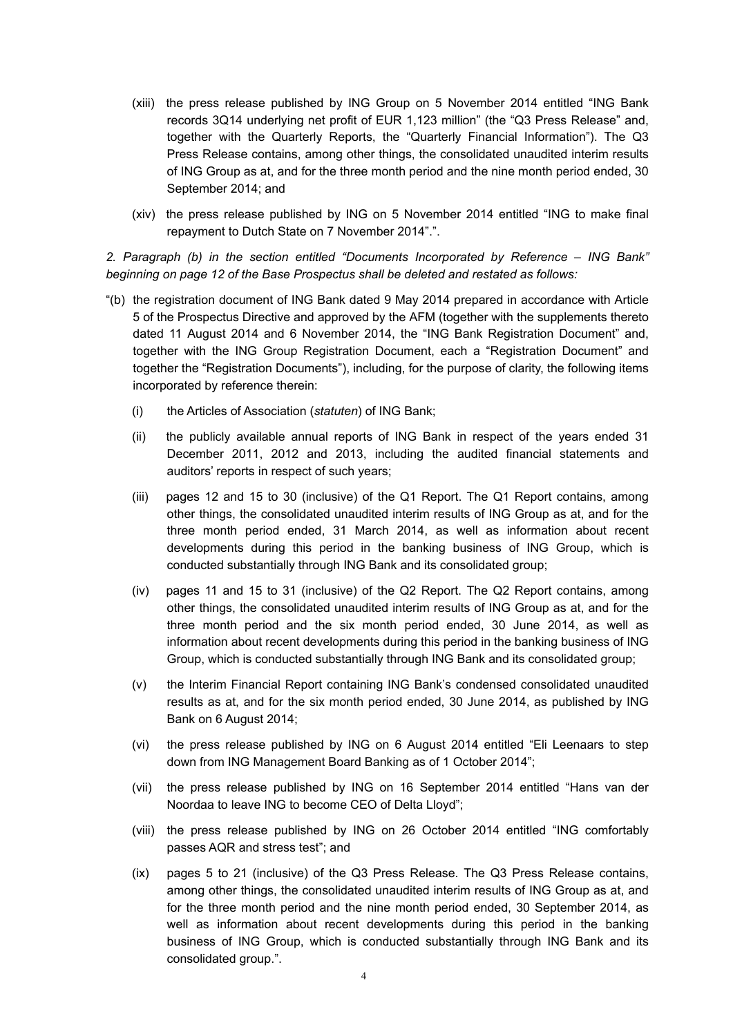(xiii) the press release published by ING Group on 5 November 2014 entitled "ING Bank records 3Q14 underlying net profit of EUR 1,123 million" (the "Q3 Press Release" and, together with the Quarterly Reports, the "Quarterly Financial Information"). The Q3 Press Release contains, among other things, the consolidated unaudited interim results of ING Group as at, and for the three month period and the nine month period ended, 30 September 2014; and

(xiv) the press release published by ING on 5 November 2014 entitled "ING to make final repayment to Dutch State on 7 November 2014".".

*2. Paragraph (b) in the section entitled "Documents Incorporated by Reference – ING Bank" beginning on page 12 of the Base Prospectus shall be deleted and restated as follows:*

"(b) the registration document of ING Bank dated 9 May 2014 prepared in accordance with Article 5 of the Prospectus Directive and approved by the AFM (together with the supplements thereto dated 11 August 2014 and 6 November 2014, the "ING Bank Registration Document" and, together with the ING Group Registration Document, each a "Registration Document" and together the "Registration Documents"), including, for the purpose of clarity, the following items incorporated by reference therein:

(i) the Articles of Association (*statuten*) of ING Bank;

(ii) the publicly available annual reports of ING Bank in respect of the years ended 31 December 2011, 2012 and 2013, including the audited financial statements and auditors' reports in respect of such years;

(iii) pages 12 and 15 to 30 (inclusive) of the Q1 Report. The Q1 Report contains, among other things, the consolidated unaudited interim results of ING Group as at, and for the three month period ended, 31 March 2014, as well as information about recent developments during this period in the banking business of ING Group, which is conducted substantially through ING Bank and its consolidated group;

(iv) pages 11 and 15 to 31 (inclusive) of the Q2 Report. The Q2 Report contains, among other things, the consolidated unaudited interim results of ING Group as at, and for the three month period and the six month period ended, 30 June 2014, as well as information about recent developments during this period in the banking business of ING Group, which is conducted substantially through ING Bank and its consolidated group;

(v) the Interim Financial Report containing ING Bank's condensed consolidated unaudited results as at, and for the six month period ended, 30 June 2014, as published by ING Bank on 6 August 2014;

(vi) the press release published by ING on 6 August 2014 entitled "Eli Leenaars to step down from ING Management Board Banking as of 1 October 2014";

(vii) the press release published by ING on 16 September 2014 entitled "Hans van der Noordaa to leave ING to become CEO of Delta Lloyd";

(viii) the press release published by ING on 26 October 2014 entitled "ING comfortably passes AQR and stress test"; and

(ix) pages 5 to 21 (inclusive) of the Q3 Press Release. The Q3 Press Release contains, among other things, the consolidated unaudited interim results of ING Group as at, and for the three month period and the nine month period ended, 30 September 2014, as well as information about recent developments during this period in the banking business of ING Group, which is conducted substantially through ING Bank and its consolidated group.".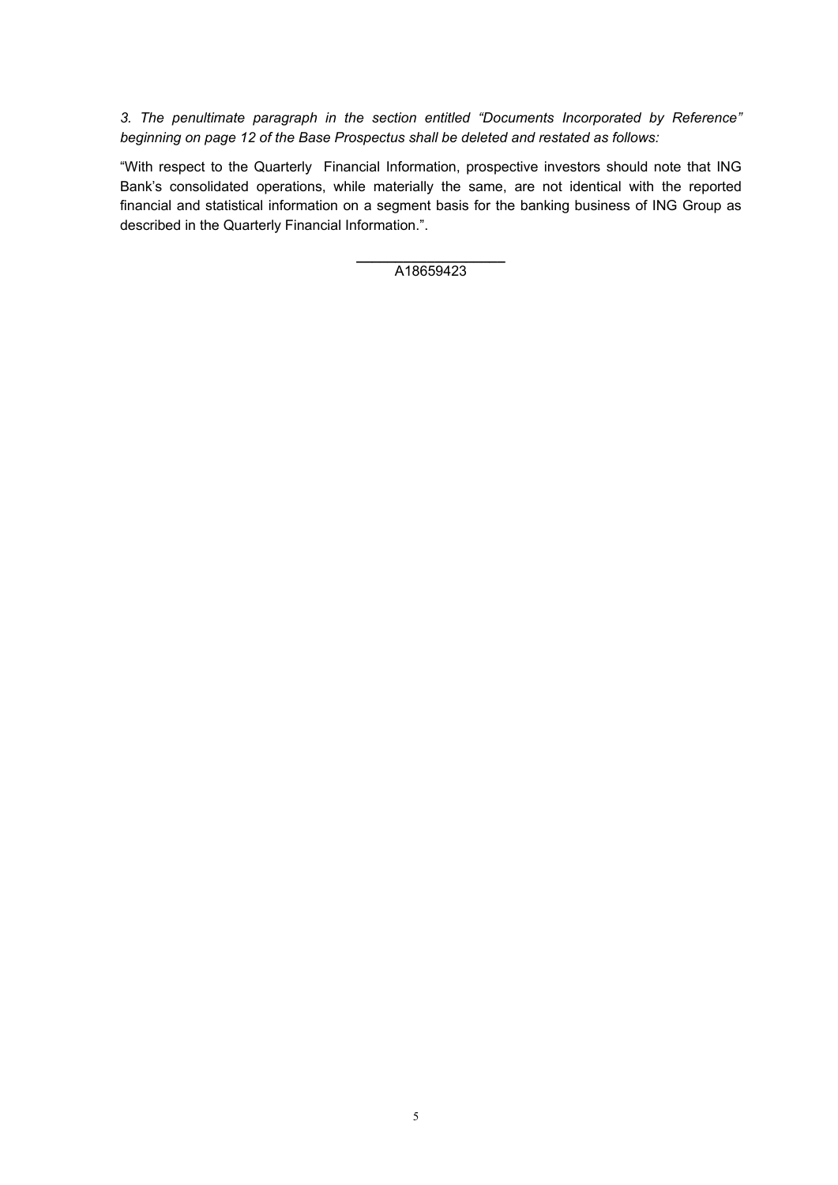*3. The penultimate paragraph in the section entitled "Documents Incorporated by Reference" beginning on page 12 of the Base Prospectus shall be deleted and restated as follows:*

"With respect to the Quarterly Financial Information, prospective investors should note that ING Bank's consolidated operations, while materially the same, are not identical with the reported financial and statistical information on a segment basis for the banking business of ING Group as described in the Quarterly Financial Information.".

A18659423